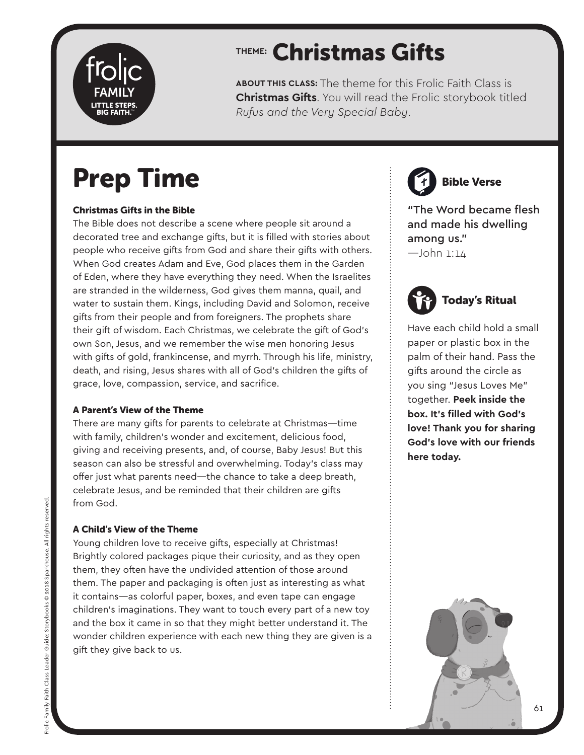# THEME: Christmas Gifts

**ABOUT THIS CLASS:** The theme for this Frolic Faith Class is **Christmas Gifts**. You will read the Frolic storybook titled *Rufus and the Very Special Baby*.

## Prep Time

### Christmas Gifts in the Bible

The Bible does not describe a scene where people sit around a decorated tree and exchange gifts, but it is filled with stories about people who receive gifts from God and share their gifts with others. When God creates Adam and Eve, God places them in the Garden of Eden, where they have everything they need. When the Israelites are stranded in the wilderness, God gives them manna, quail, and water to sustain them. Kings, including David and Solomon, receive gifts from their people and from foreigners. The prophets share their gift of wisdom. Each Christmas, we celebrate the gift of God's own Son, Jesus, and we remember the wise men honoring Jesus with gifts of gold, frankincense, and myrrh. Through his life, ministry, death, and rising, Jesus shares with all of God's children the gifts of grace, love, compassion, service, and sacrifice.

### A Parent's View of the Theme

There are many gifts for parents to celebrate at Christmas—time with family, children's wonder and excitement, delicious food, giving and receiving presents, and, of course, Baby Jesus! But this season can also be stressful and overwhelming. Today's class may offer just what parents need—the chance to take a deep breath, celebrate Jesus, and be reminded that their children are gifts from God.

### A Child's View of the Theme

Young children love to receive gifts, especially at Christmas! Brightly colored packages pique their curiosity, and as they open them, they often have the undivided attention of those around them. The paper and packaging is often just as interesting as what it contains—as colorful paper, boxes, and even tape can engage children's imaginations. They want to touch every part of a new toy and the box it came in so that they might better understand it. The wonder children experience with each new thing they are given is a gift they give back to us.

### Bible Verse

"The Word became flesh and made his dwelling among us."
—John 1:14

### Today's Ritual

Have each child hold a small paper or plastic box in the palm of their hand. Pass the gifts around the circle as you sing "Jesus Loves Me" together. **Peek inside the box. It's filled with God's love! Thank you for sharing God's love with our friends here today.**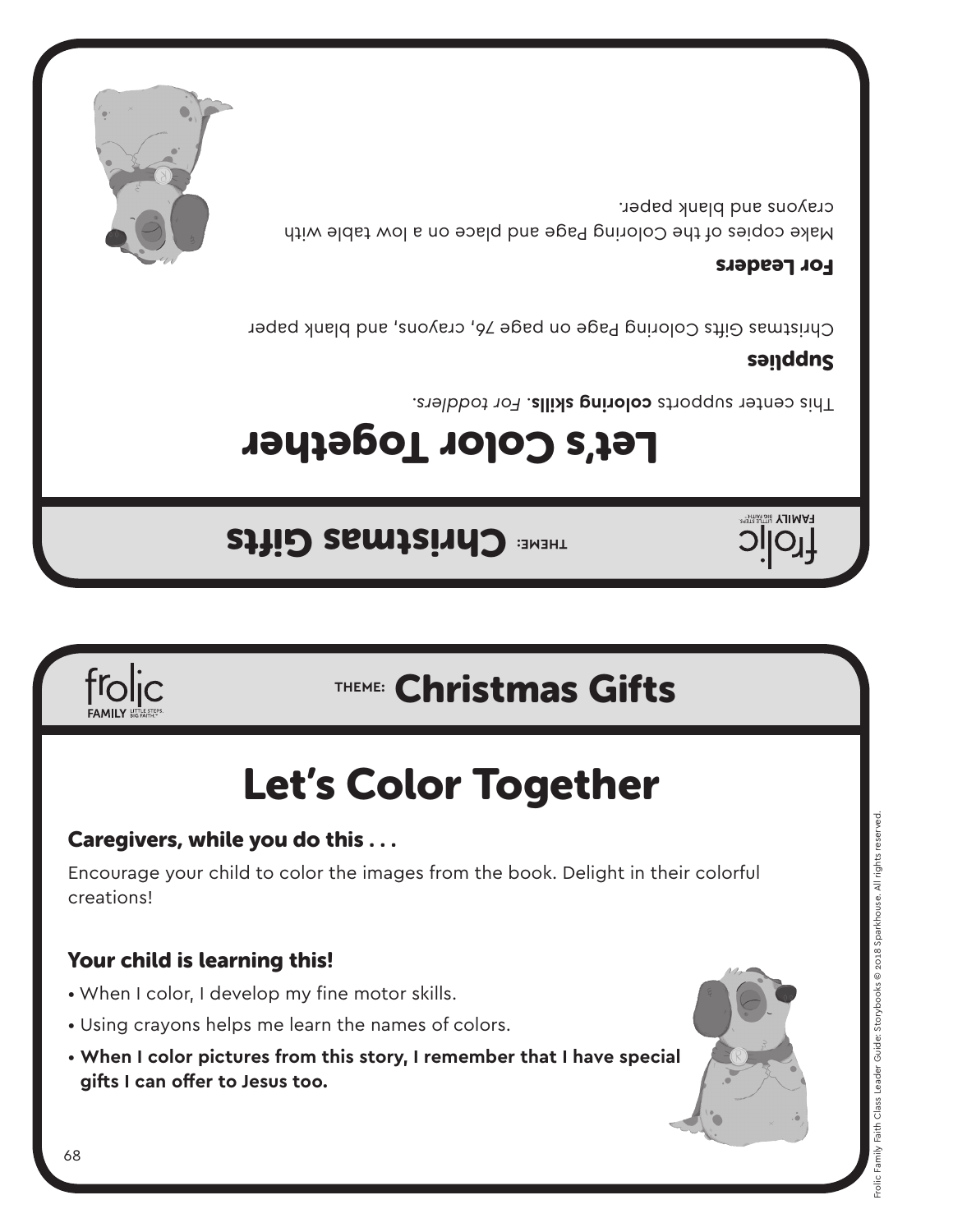THEME: Christmas Gifts

# Let's Color Together

This center supports **coloring skills**. *For toddlers.*

**Supplies**

Christmas Gifts Coloring Page on page 76, crayons, and blank paper

**For Leaders**

Make copies of the Coloring Page and place on a low table with crayons and blank paper.

THEME: Christmas Gifts

# Let's Color Together

## Caregivers, while you do this . . .

Encourage your child to color the images from the book. Delight in their colorful creations!

## Your child is learning this!

- When I color, I develop my fine motor skills.
- Using crayons helps me learn the names of colors.
- **When I color pictures from this story, I remember that I have special gifts I can offer to Jesus too.**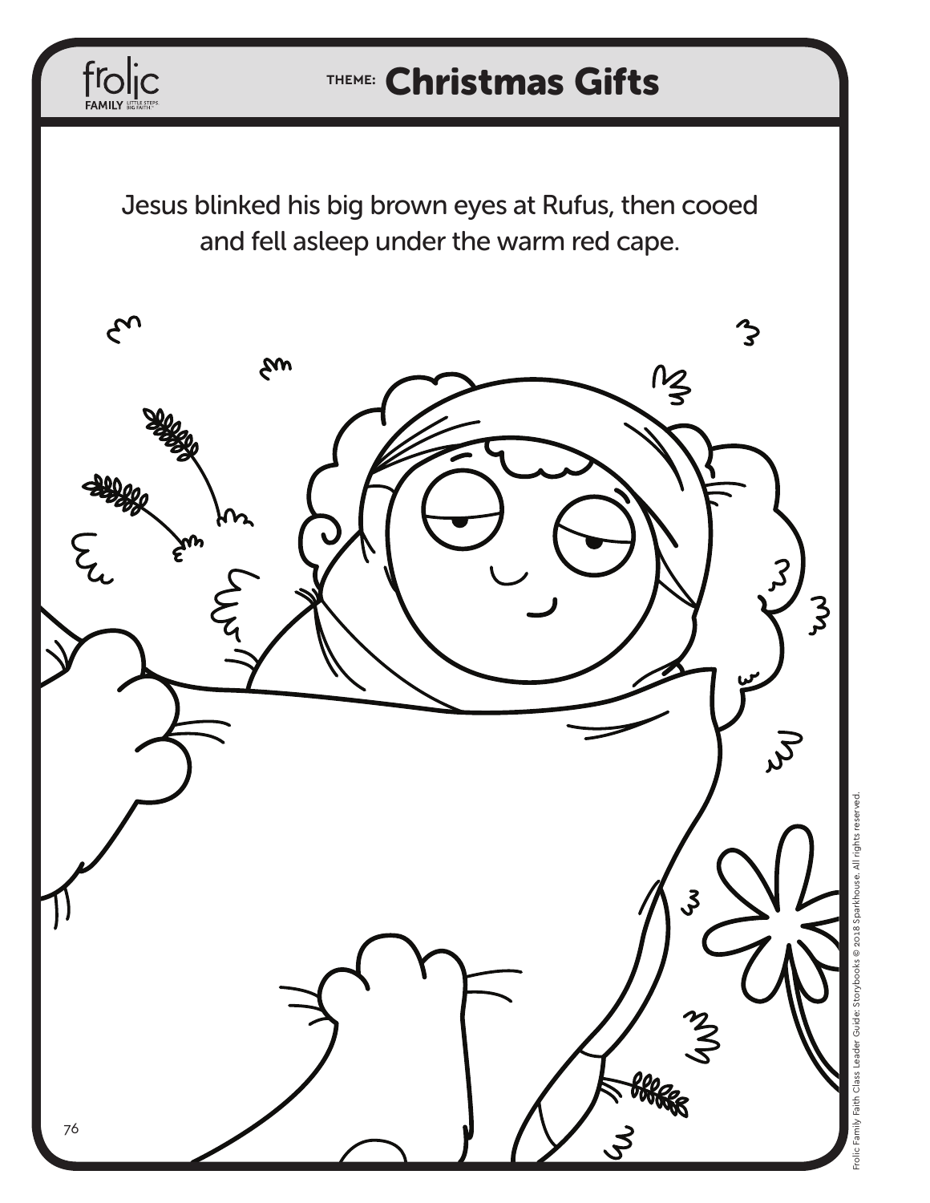THEME: **Christmas Gifts**

Jesus blinked his big brown eyes at Rufus, then cooed and fell asleep under the warm red cape.

Frolic Family Faith Class Leader Guide: Storybooks © 2018 Sparkhouse. All rights reserved.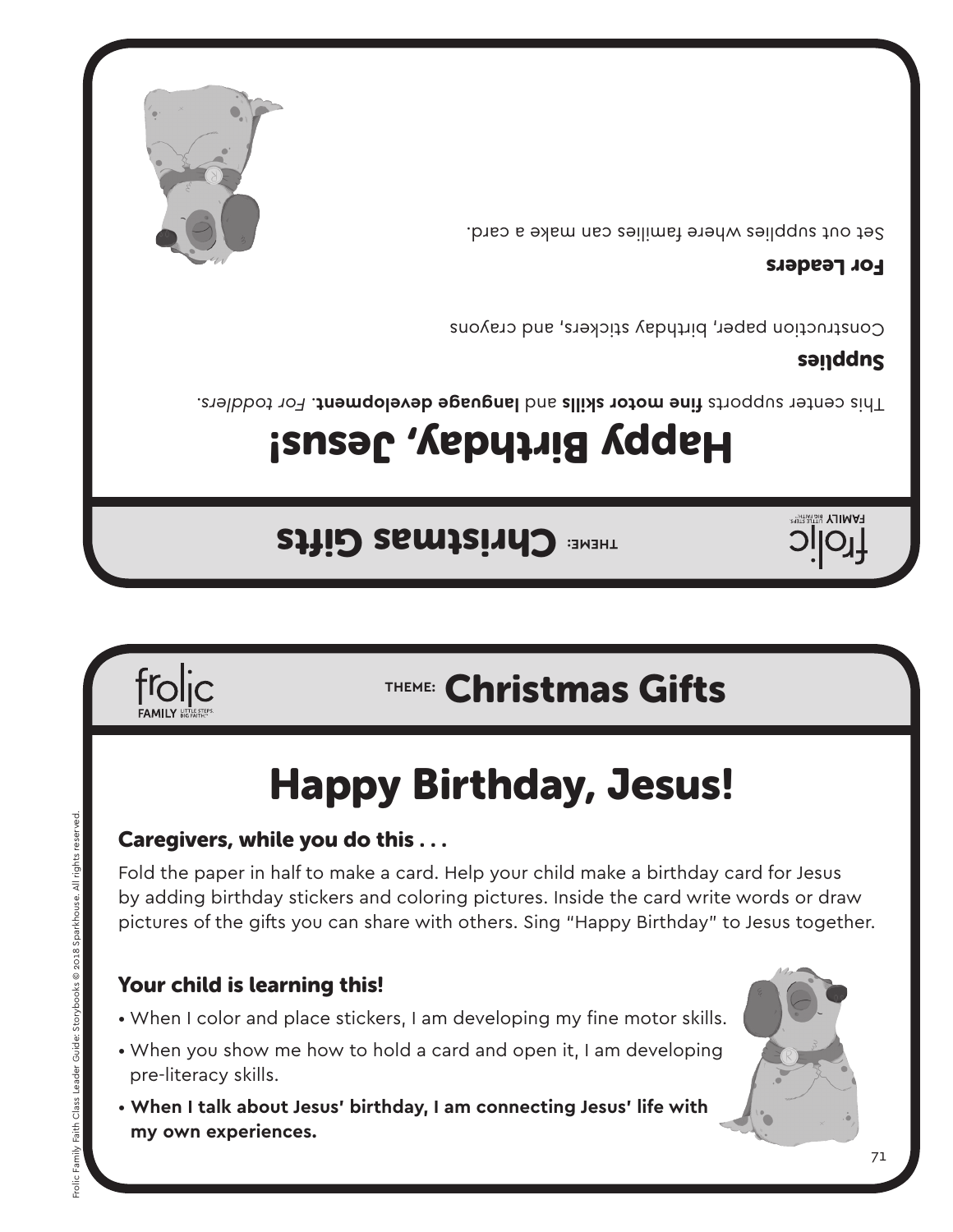frolic FAMILY LITTLE STEPS. BIG FAITH.

THEME: **Christmas Gifts**

# Happy Birthday, Jesus!

This center supports **fine motor skills** and **language development**. *For toddlers.*

## Supplies

Construction paper, birthday stickers, and crayons

## For Leaders

Set out supplies where families can make a card.

---

frolic FAMILY LITTLE STEPS. BIG FAITH.

THEME: **Christmas Gifts**

# Happy Birthday, Jesus!

## Caregivers, while you do this . . .

Fold the paper in half to make a card. Help your child make a birthday card for Jesus by adding birthday stickers and coloring pictures. Inside the card write words or draw pictures of the gifts you can share with others. Sing "Happy Birthday" to Jesus together.

## Your child is learning this!

- When I color and place stickers, I am developing my fine motor skills.
- When you show me how to hold a card and open it, I am developing pre-literacy skills.
- **When I talk about Jesus' birthday, I am connecting Jesus' life with my own experiences.**

Frolic Family Faith Class Leader Guide: Storybooks © 2018 Sparkhouse. All rights reserved.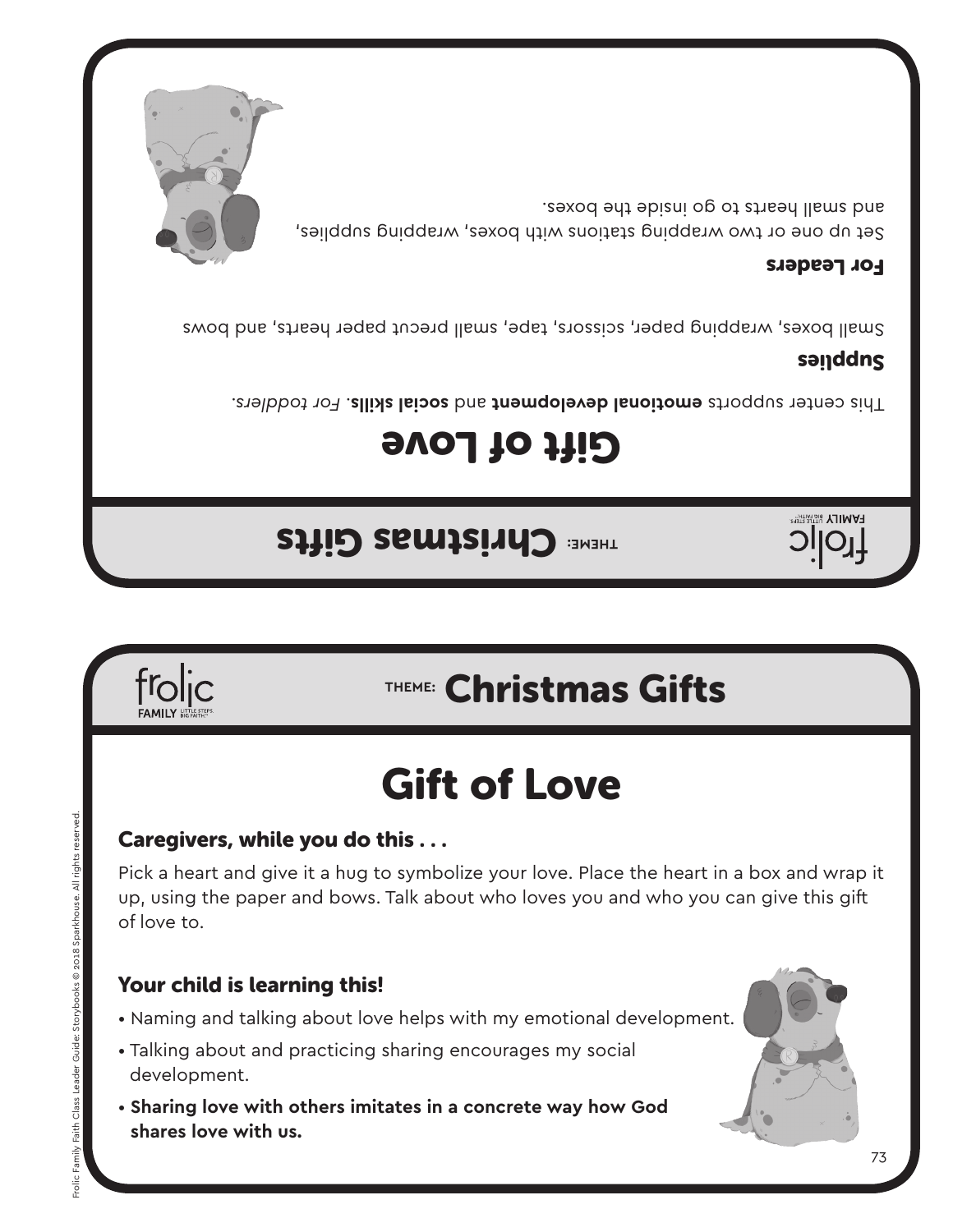THEME: Christmas Gifts

# Gift of Love

This center supports **emotional development** and **social skills**. *For toddlers.*

## Supplies

Small boxes, wrapping paper, scissors, tape, small precut paper hearts, and bows

## For Leaders

Set up one or two wrapping stations with boxes, wrapping supplies, and small hearts to go inside the boxes.

---

THEME: Christmas Gifts

# Gift of Love

## Caregivers, while you do this . . .

Pick a heart and give it a hug to symbolize your love. Place the heart in a box and wrap it up, using the paper and bows. Talk about who loves you and who you can give this gift of love to.

## Your child is learning this!

- Naming and talking about love helps with my emotional development.
- Talking about and practicing sharing encourages my social development.
- **Sharing love with others imitates in a concrete way how God shares love with us.**

Frolic Family Faith Class Leader Guide: Storybooks © 2018 Sparkhouse. All rights reserved.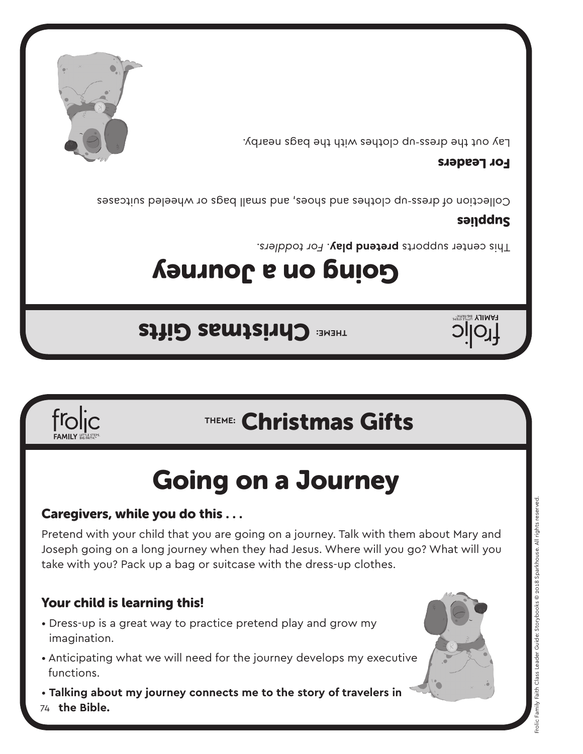frolic FAMILY LITTLE STEPS. BIG FAITH.

THEME: **Christmas Gifts**

# Going on a Journey

This center supports **pretend play**. *For toddlers.*

## Supplies

Collection of dress-up clothes and shoes, and small bags or wheeled suitcases

## For Leaders

Lay out the dress-up clothes with the bags nearby.

---

frolic FAMILY LITTLE STEPS. BIG FAITH.

THEME: **Christmas Gifts**

# Going on a Journey

## Caregivers, while you do this . . .

Pretend with your child that you are going on a journey. Talk with them about Mary and Joseph going on a long journey when they had Jesus. Where will you go? What will you take with you? Pack up a bag or suitcase with the dress-up clothes.

## Your child is learning this!

- Dress-up is a great way to practice pretend play and grow my imagination.
- Anticipating what we will need for the journey develops my executive functions.
- **Talking about my journey connects me to the story of travelers in the Bible.**

Frolic Family Faith Class Leader Guide: Storybooks © 2018 Sparkhouse. All rights reserved.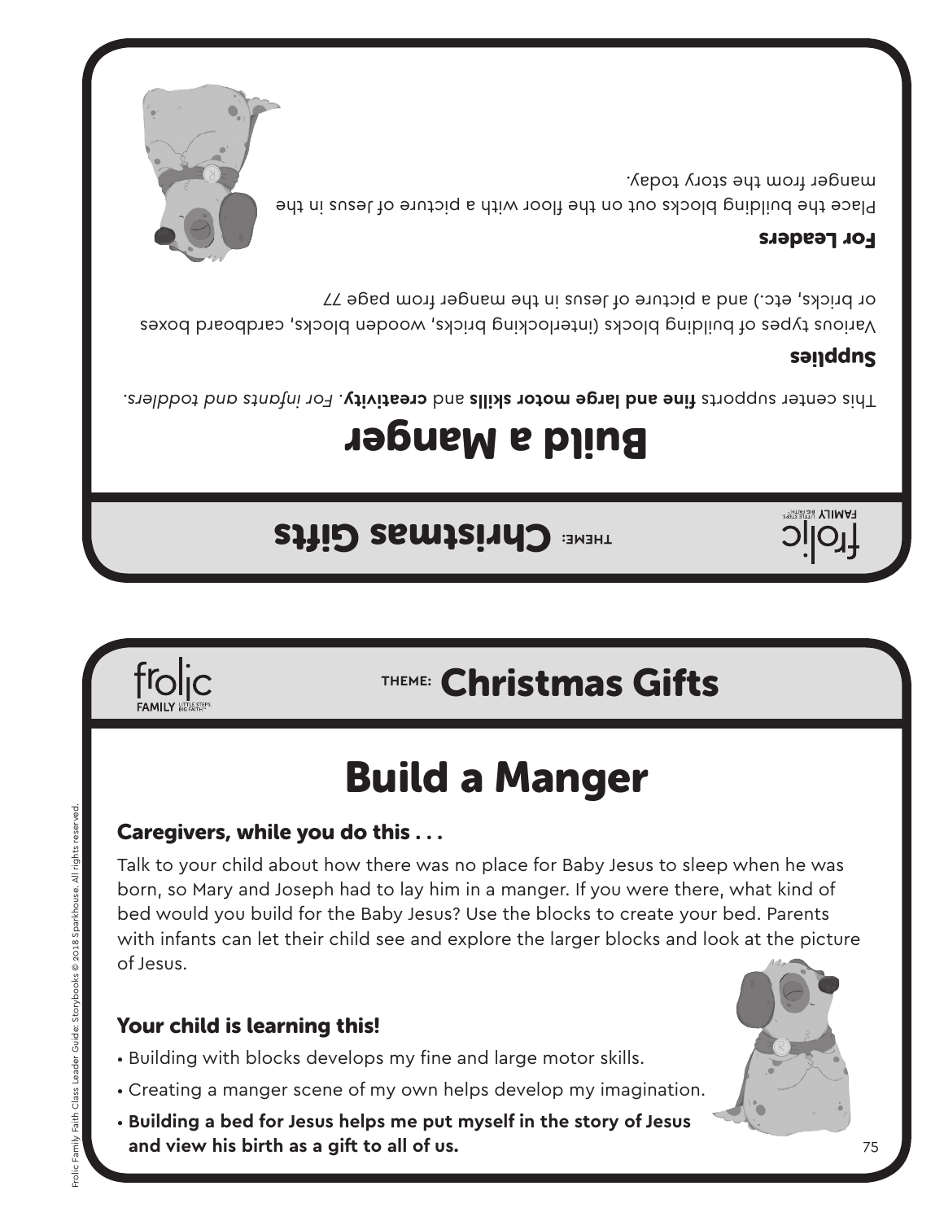THEME: Christmas Gifts

# Build a Manger

This center supports **fine and large motor skills** and **creativity**. *For infants and toddlers.*

## Supplies

Various types of building blocks (interlocking bricks, wooden blocks, cardboard boxes or bricks, etc.) and a picture of Jesus in the manger from page 77

## For Leaders

Place the building blocks out on the floor with a picture of Jesus in the manger from the story today.

THEME: Christmas Gifts

# Build a Manger

## Caregivers, while you do this . . .

Talk to your child about how there was no place for Baby Jesus to sleep when he was born, so Mary and Joseph had to lay him in a manger. If you were there, what kind of bed would you build for the Baby Jesus? Use the blocks to create your bed. Parents with infants can let their child see and explore the larger blocks and look at the picture of Jesus.

## Your child is learning this!

- Building with blocks develops my fine and large motor skills.
- Creating a manger scene of my own helps develop my imagination.
- **Building a bed for Jesus helps me put myself in the story of Jesus and view his birth as a gift to all of us.**